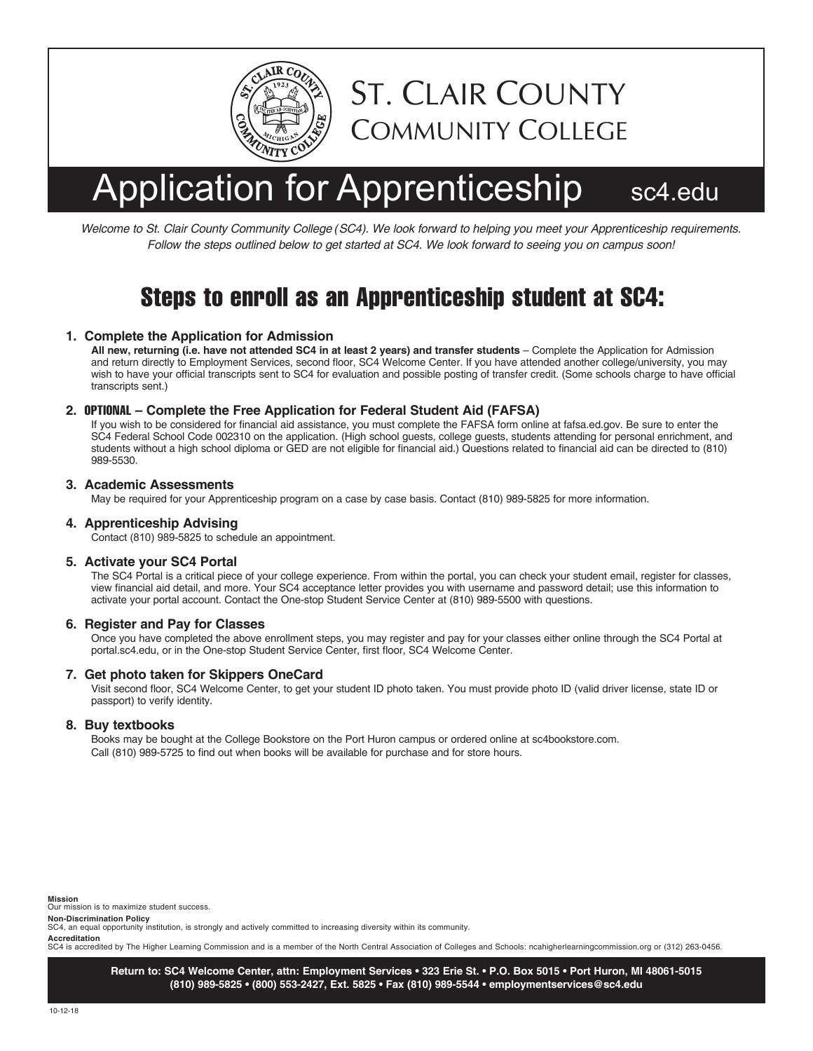# St. Clair County Community College

## Application for Apprenticeship sc4.edu

*Welcome to St. Clair County Community College (SC4). We look forward to helping you meet your Apprenticeship requirements. Follow the steps outlined below to get started at SC4. We look forward to seeing you on campus soon!*

## Steps to enroll as an Apprenticeship student at SC4:

### 1. Complete the Application for Admission

**All new, returning (i.e. have not attended SC4 in at least 2 years) and transfer students** – Complete the Application for Admission and return directly to Employment Services, second floor, SC4 Welcome Center. If you have attended another college/university, you may wish to have your official transcripts sent to SC4 for evaluation and possible posting of transfer credit. (Some schools charge to have official transcripts sent.)

### 2. OPTIONAL – Complete the Free Application for Federal Student Aid (FAFSA)

If you wish to be considered for financial aid assistance, you must complete the FAFSA form online at fafsa.ed.gov. Be sure to enter the SC4 Federal School Code 002310 on the application. (High school guests, college guests, students attending for personal enrichment, and students without a high school diploma or GED are not eligible for financial aid.) Questions related to financial aid can be directed to (810) 989-5530.

### 3. Academic Assessments

May be required for your Apprenticeship program on a case by case basis. Contact (810) 989-5825 for more information.

### 4. Apprenticeship Advising

Contact (810) 989-5825 to schedule an appointment.

### 5. Activate your SC4 Portal

The SC4 Portal is a critical piece of your college experience. From within the portal, you can check your student email, register for classes, view financial aid detail, and more. Your SC4 acceptance letter provides you with username and password detail; use this information to activate your portal account. Contact the One-stop Student Service Center at (810) 989-5500 with questions.

### 6. Register and Pay for Classes

Once you have completed the above enrollment steps, you may register and pay for your classes either online through the SC4 Portal at portal.sc4.edu, or in the One-stop Student Service Center, first floor, SC4 Welcome Center.

### 7. Get photo taken for Skippers OneCard

Visit second floor, SC4 Welcome Center, to get your student ID photo taken. You must provide photo ID (valid driver license, state ID or passport) to verify identity.

### 8. Buy textbooks

Books may be bought at the College Bookstore on the Port Huron campus or ordered online at sc4bookstore.com.
Call (810) 989-5725 to find out when books will be available for purchase and for store hours.

**Mission**
Our mission is to maximize student success.

**Non-Discrimination Policy**
SC4, an equal opportunity institution, is strongly and actively committed to increasing diversity within its community.

**Accreditation**
SC4 is accredited by The Higher Learning Commission and is a member of the North Central Association of Colleges and Schools: ncahigherlearningcommission.org or (312) 263-0456.

**Return to: SC4 Welcome Center, attn: Employment Services • 323 Erie St. • P.O. Box 5015 • Port Huron, MI 48061-5015**
**(810) 989-5825 • (800) 553-2427, Ext. 5825 • Fax (810) 989-5544 • employmentservices@sc4.edu**

10-12-18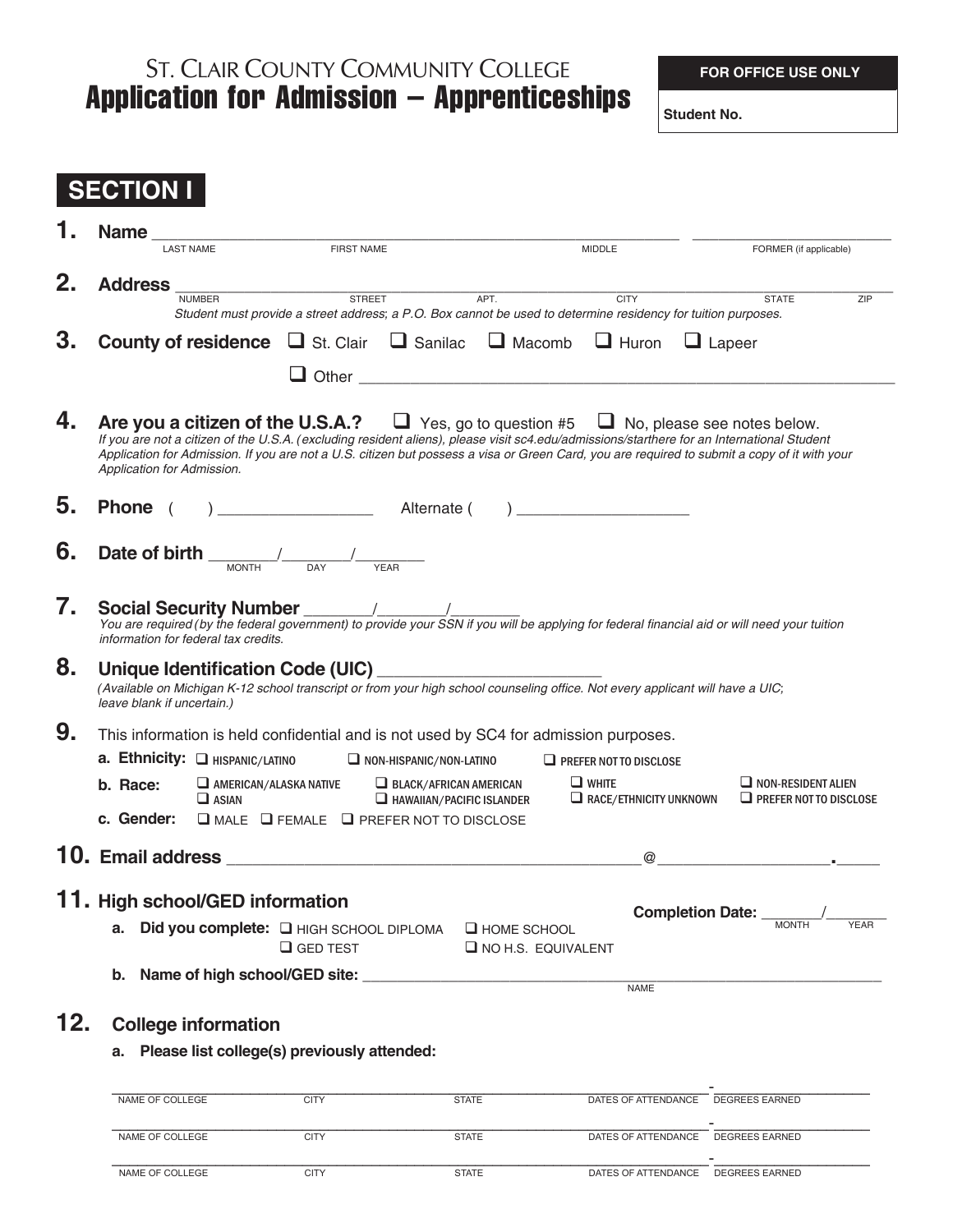ST. CLAIR COUNTY COMMUNITY COLLEGE

# Application for Admission – Apprenticeships

| FOR OFFICE USE ONLY |
| --- |
| Student No. |

## SECTION I

**1. Name** ______________________________________________ ____________________
LAST NAME FIRST NAME MIDDLE FORMER (if applicable)

**2. Address** ______________________________________________________________
NUMBER STREET APT. CITY STATE ZIP
*Student must provide a street address; a P.O. Box cannot be used to determine residency for tuition purposes.*

**3. County of residence** ☐ St. Clair ☐ Sanilac ☐ Macomb ☐ Huron ☐ Lapeer
☐ Other ______________________________________________

**4. Are you a citizen of the U.S.A.?** ☐ Yes, go to question #5 ☐ No, please see notes below.
*If you are not a citizen of the U.S.A. (excluding resident aliens), please visit sc4.edu/admissions/starthere for an International Student Application for Admission. If you are not a U.S. citizen but possess a visa or Green Card, you are required to submit a copy of it with your Application for Admission.*

**5. Phone** ( ) ________________ Alternate ( ) ________________

**6. Date of birth** ______/______/______
MONTH DAY YEAR

**7. Social Security Number** ______/______/______
*You are required (by the federal government) to provide your SSN if you will be applying for federal financial aid or will need your tuition information for federal tax credits.*

**8. Unique Identification Code (UIC)** ____________________
*(Available on Michigan K-12 school transcript or from your high school counseling office. Not every applicant will have a UIC; leave blank if uncertain.)*

**9.** This information is held confidential and is not used by SC4 for admission purposes.

**a. Ethnicity:** ☐ HISPANIC/LATINO ☐ NON-HISPANIC/NON-LATINO ☐ PREFER NOT TO DISCLOSE

**b. Race:** ☐ AMERICAN/ALASKA NATIVE ☐ BLACK/AFRICAN AMERICAN ☐ WHITE ☐ NON-RESIDENT ALIEN ☐ ASIAN ☐ HAWAIIAN/PACIFIC ISLANDER ☐ RACE/ETHNICITY UNKNOWN ☐ PREFER NOT TO DISCLOSE

**c. Gender:** ☐ MALE ☐ FEMALE ☐ PREFER NOT TO DISCLOSE

**10. Email address** ______________________________@____________________.______

**11. High school/GED information**

**Completion Date:** ______/______
MONTH YEAR

**a. Did you complete:** ☐ HIGH SCHOOL DIPLOMA ☐ HOME SCHOOL ☐ GED TEST ☐ NO H.S. EQUIVALENT

**b. Name of high school/GED site:** ______________________________________________
NAME

**12. College information**

**a. Please list college(s) previously attended:**

| NAME OF COLLEGE | CITY | STATE | DATES OF ATTENDANCE | DEGREES EARNED |
| --- | --- | --- | --- | --- |
| | | | - | |
| | | | - | |
| | | | - | |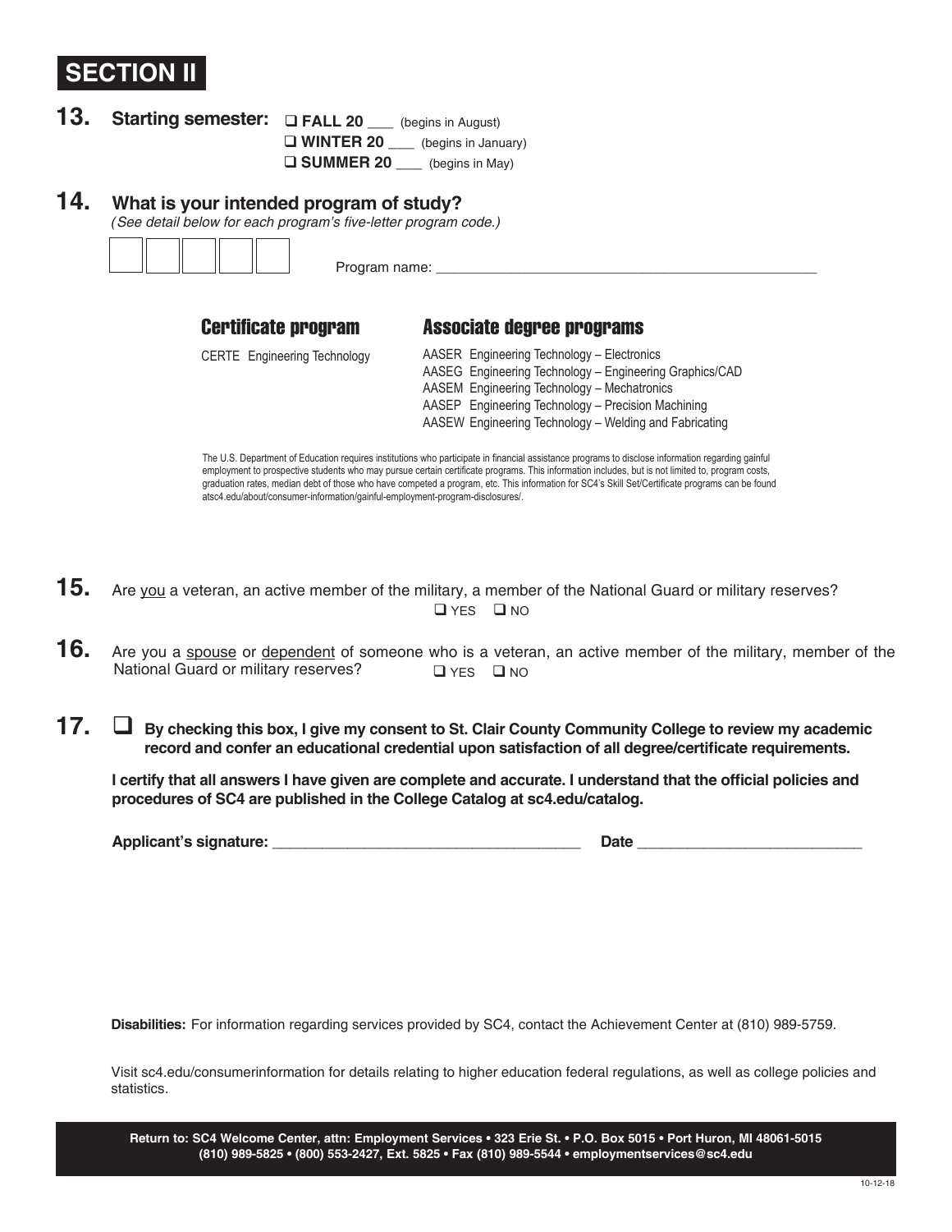# SECTION II

**13. Starting semester:**
- ❑ **FALL 20** ___ (begins in August)
- ❑ **WINTER 20** ___ (begins in January)
- ❑ **SUMMER 20** ___ (begins in May)

**14. What is your intended program of study?**
*(See detail below for each program's five-letter program code.)*

☐☐☐☐☐ Program name: ______________________________________________

## Certificate program

CERTE Engineering Technology

## Associate degree programs

AASER Engineering Technology – Electronics
AASEG Engineering Technology – Engineering Graphics/CAD
AASEM Engineering Technology – Mechatronics
AASEP Engineering Technology – Precision Machining
AASEW Engineering Technology – Welding and Fabricating

The U.S. Department of Education requires institutions who participate in financial assistance programs to disclose information regarding gainful employment to prospective students who may pursue certain certificate programs. This information includes, but is not limited to, program costs, graduation rates, median debt of those who have competed a program, etc. This information for SC4's Skill Set/Certificate programs can be found atsc4.edu/about/consumer-information/gainful-employment-program-disclosures/.

**15.** Are you a veteran, an active member of the military, a member of the National Guard or military reserves?
❑ YES ❑ NO

**16.** Are you a spouse or dependent of someone who is a veteran, an active member of the military, member of the National Guard or military reserves? ❑ YES ❑ NO

**17.** ❑ **By checking this box, I give my consent to St. Clair County Community College to review my academic record and confer an educational credential upon satisfaction of all degree/certificate requirements.**

**I certify that all answers I have given are complete and accurate. I understand that the official policies and procedures of SC4 are published in the College Catalog at sc4.edu/catalog.**

**Applicant's signature:** ____________________________________ **Date** ___________________________

**Disabilities:** For information regarding services provided by SC4, contact the Achievement Center at (810) 989-5759.

Visit sc4.edu/consumerinformation for details relating to higher education federal regulations, as well as college policies and statistics.

**Return to: SC4 Welcome Center, attn: Employment Services • 323 Erie St. • P.O. Box 5015 • Port Huron, MI 48061-5015**
**(810) 989-5825 • (800) 553-2427, Ext. 5825 • Fax (810) 989-5544 • employmentservices@sc4.edu**

10-12-18